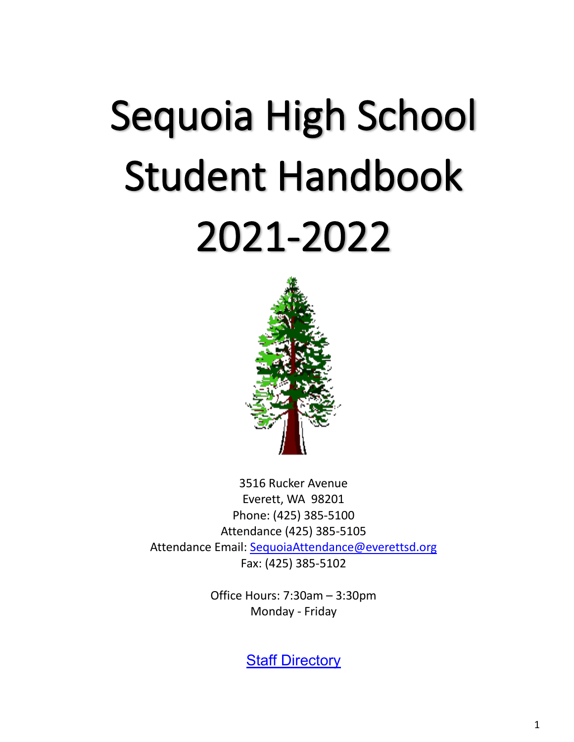# Sequoia High School Student Handbook 2021-2022

3516 Rucker Avenue
Everett, WA 98201
Phone: (425) 385-5100
Attendance (425) 385-5105
Attendance Email: [SequoiaAttendance@everettsd.org](mailto:SequoiaAttendance@everettsd.org)
Fax: (425) 385-5102

Office Hours: 7:30am – 3:30pm
Monday - Friday

Staff Directory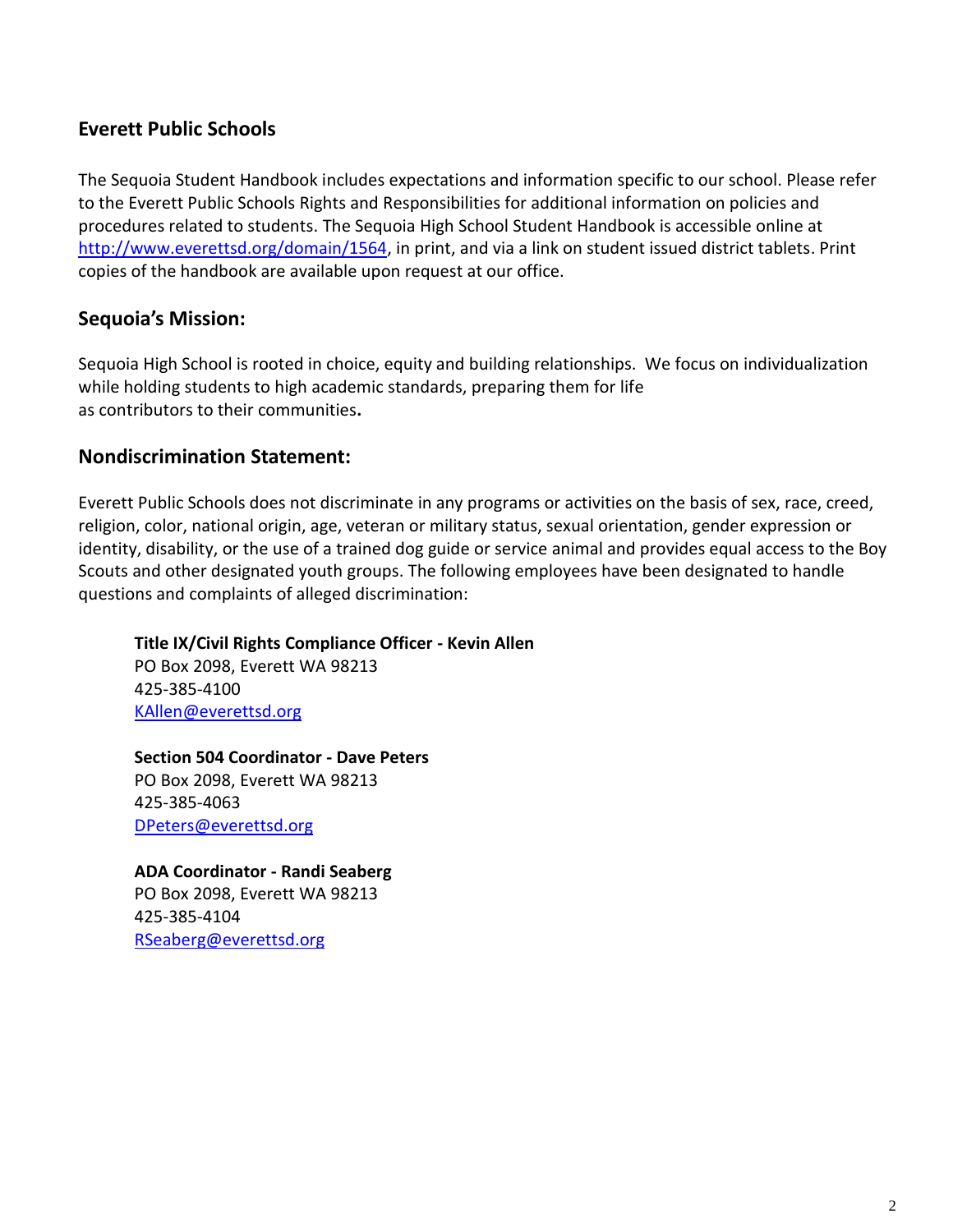## Everett Public Schools

The Sequoia Student Handbook includes expectations and information specific to our school. Please refer to the Everett Public Schools Rights and Responsibilities for additional information on policies and procedures related to students. The Sequoia High School Student Handbook is accessible online at http://www.everettsd.org/domain/1564, in print, and via a link on student issued district tablets. Print copies of the handbook are available upon request at our office.

## Sequoia's Mission:

Sequoia High School is rooted in choice, equity and building relationships. We focus on individualization while holding students to high academic standards, preparing them for life as contributors to their communities.

## Nondiscrimination Statement:

Everett Public Schools does not discriminate in any programs or activities on the basis of sex, race, creed, religion, color, national origin, age, veteran or military status, sexual orientation, gender expression or identity, disability, or the use of a trained dog guide or service animal and provides equal access to the Boy Scouts and other designated youth groups. The following employees have been designated to handle questions and complaints of alleged discrimination:

**Title IX/Civil Rights Compliance Officer - Kevin Allen**
PO Box 2098, Everett WA 98213
425-385-4100
KAllen@everettsd.org

**Section 504 Coordinator - Dave Peters**
PO Box 2098, Everett WA 98213
425-385-4063
DPeters@everettsd.org

**ADA Coordinator - Randi Seaberg**
PO Box 2098, Everett WA 98213
425-385-4104
RSeaberg@everettsd.org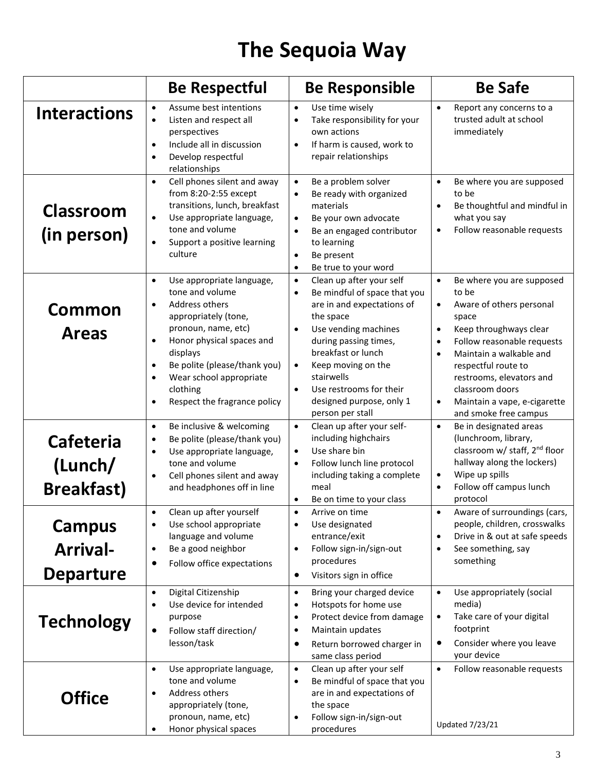# The Sequoia Way

| | Be Respectful | Be Responsible | Be Safe |
|---|---|---|---|
| **Interactions** | • Assume best intentions<br>• Listen and respect all perspectives<br>• Include all in discussion<br>• Develop respectful relationships | • Use time wisely<br>• Take responsibility for your own actions<br>• If harm is caused, work to repair relationships | • Report any concerns to a trusted adult at school immediately |
| **Classroom (in person)** | • Cell phones silent and away from 8:20-2:55 except transitions, lunch, breakfast<br>• Use appropriate language, tone and volume<br>• Support a positive learning culture | • Be a problem solver<br>• Be ready with organized materials<br>• Be your own advocate<br>• Be an engaged contributor to learning<br>• Be present<br>• Be true to your word | • Be where you are supposed to be<br>• Be thoughtful and mindful in what you say<br>• Follow reasonable requests |
| **Common Areas** | • Use appropriate language, tone and volume<br>• Address others appropriately (tone, pronoun, name, etc)<br>• Honor physical spaces and displays<br>• Be polite (please/thank you)<br>• Wear school appropriate clothing<br>• Respect the fragrance policy | • Clean up after your self<br>• Be mindful of space that you are in and expectations of the space<br>• Use vending machines during passing times, breakfast or lunch<br>• Keep moving on the stairwells<br>• Use restrooms for their designed purpose, only 1 person per stall | • Be where you are supposed to be<br>• Aware of others personal space<br>• Keep throughways clear<br>• Follow reasonable requests<br>• Maintain a walkable and respectful route to restrooms, elevators and classroom doors<br>• Maintain a vape, e-cigarette and smoke free campus |
| **Cafeteria (Lunch/ Breakfast)** | • Be inclusive & welcoming<br>• Be polite (please/thank you)<br>• Use appropriate language, tone and volume<br>• Cell phones silent and away and headphones off in line | • Clean up after your self- including highchairs<br>• Use share bin<br>• Follow lunch line protocol including taking a complete meal<br>• Be on time to your class | • Be in designated areas (lunchroom, library, classroom w/ staff, 2nd floor hallway along the lockers)<br>• Wipe up spills<br>• Follow off campus lunch protocol |
| **Campus Arrival-Departure** | • Clean up after yourself<br>• Use school appropriate language and volume<br>• Be a good neighbor<br>• Follow office expectations | • Arrive on time<br>• Use designated entrance/exit<br>• Follow sign-in/sign-out procedures<br>• Visitors sign in office | • Aware of surroundings (cars, people, children, crosswalks<br>• Drive in & out at safe speeds<br>• See something, say something |
| **Technology** | • Digital Citizenship<br>• Use device for intended purpose<br>• Follow staff direction/ lesson/task | • Bring your charged device<br>• Hotspots for home use<br>• Protect device from damage<br>• Maintain updates<br>• Return borrowed charger in same class period | • Use appropriately (social media)<br>• Take care of your digital footprint<br>• Consider where you leave your device |
| **Office** | • Use appropriate language, tone and volume<br>• Address others appropriately (tone, pronoun, name, etc)<br>• Honor physical spaces | • Clean up after your self<br>• Be mindful of space that you are in and expectations of the space<br>• Follow sign-in/sign-out procedures | • Follow reasonable requests<br><br>Updated 7/23/21 |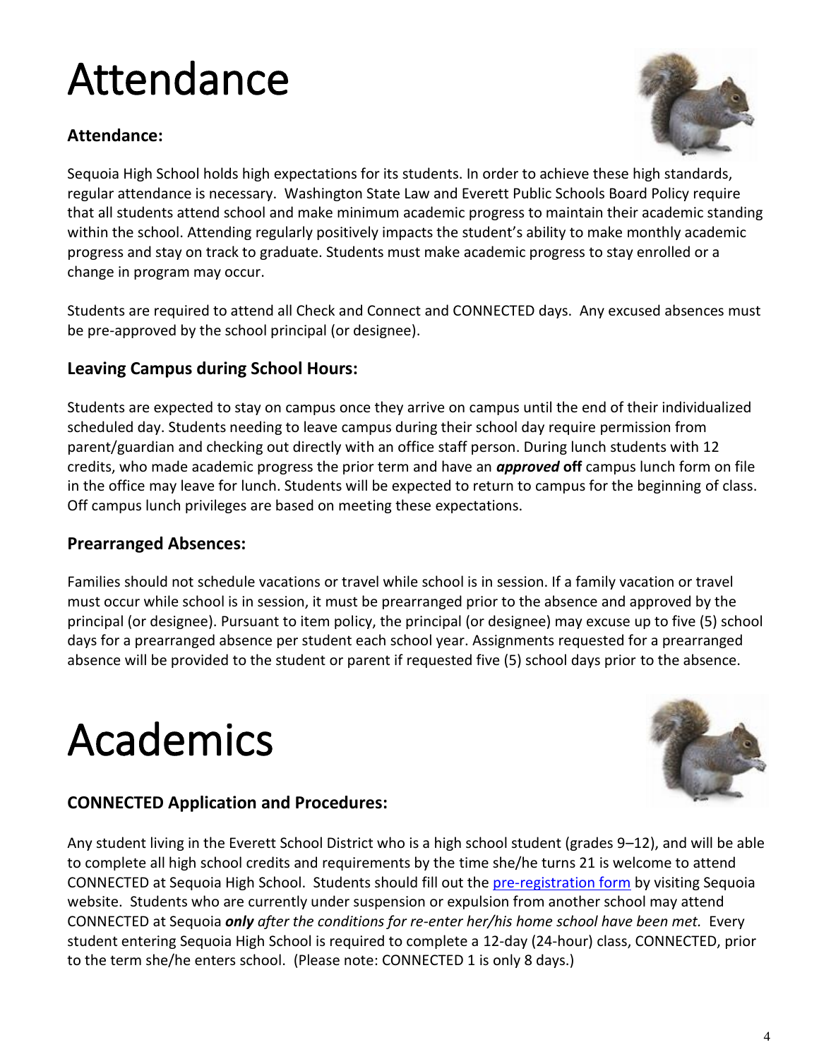# Attendance

### Attendance:

Sequoia High School holds high expectations for its students. In order to achieve these high standards, regular attendance is necessary. Washington State Law and Everett Public Schools Board Policy require that all students attend school and make minimum academic progress to maintain their academic standing within the school. Attending regularly positively impacts the student's ability to make monthly academic progress and stay on track to graduate. Students must make academic progress to stay enrolled or a change in program may occur.

Students are required to attend all Check and Connect and CONNECTED days. Any excused absences must be pre-approved by the school principal (or designee).

### Leaving Campus during School Hours:

Students are expected to stay on campus once they arrive on campus until the end of their individualized scheduled day. Students needing to leave campus during their school day require permission from parent/guardian and checking out directly with an office staff person. During lunch students with 12 credits, who made academic progress the prior term and have an ***approved*** **off** campus lunch form on file in the office may leave for lunch. Students will be expected to return to campus for the beginning of class. Off campus lunch privileges are based on meeting these expectations.

### Prearranged Absences:

Families should not schedule vacations or travel while school is in session. If a family vacation or travel must occur while school is in session, it must be prearranged prior to the absence and approved by the principal (or designee). Pursuant to item policy, the principal (or designee) may excuse up to five (5) school days for a prearranged absence per student each school year. Assignments requested for a prearranged absence will be provided to the student or parent if requested five (5) school days prior to the absence.

# Academics

### CONNECTED Application and Procedures:

Any student living in the Everett School District who is a high school student (grades 9–12), and will be able to complete all high school credits and requirements by the time she/he turns 21 is welcome to attend CONNECTED at Sequoia High School. Students should fill out the pre-registration form by visiting Sequoia website. Students who are currently under suspension or expulsion from another school may attend CONNECTED at Sequoia ***only*** *after the conditions for re-enter her/his home school have been met.* Every student entering Sequoia High School is required to complete a 12-day (24-hour) class, CONNECTED, prior to the term she/he enters school. (Please note: CONNECTED 1 is only 8 days.)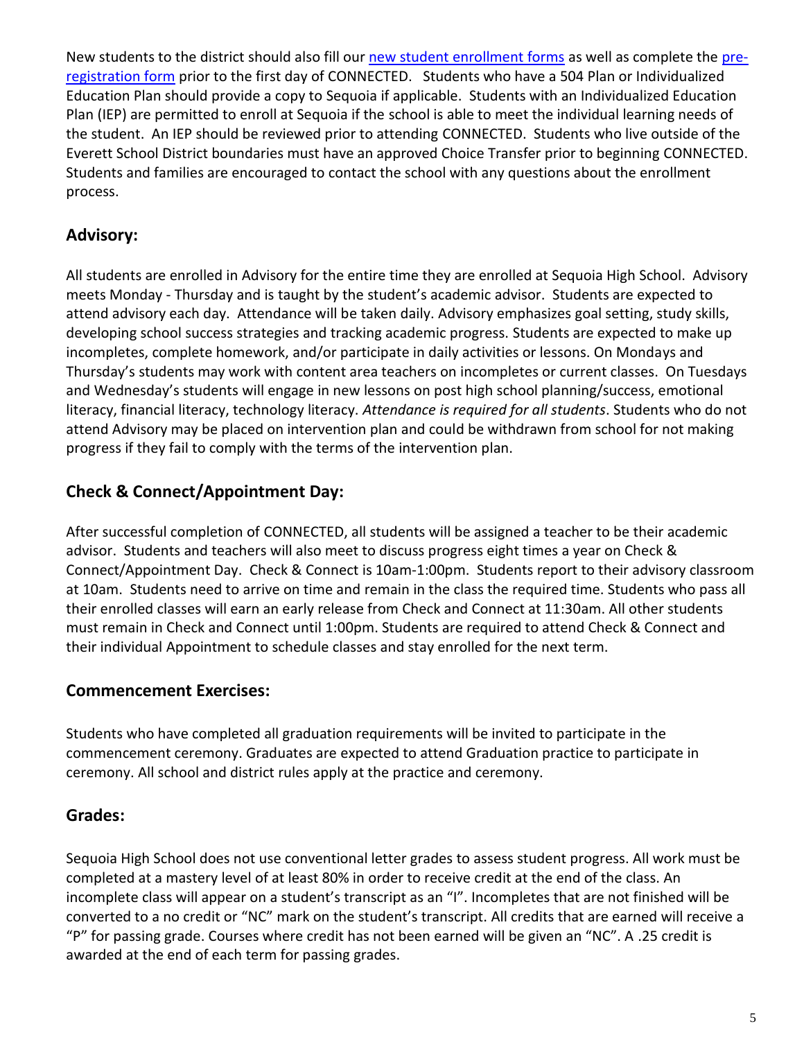New students to the district should also fill our [new student enrollment forms] as well as complete the [pre-registration form] prior to the first day of CONNECTED. Students who have a 504 Plan or Individualized Education Plan should provide a copy to Sequoia if applicable. Students with an Individualized Education Plan (IEP) are permitted to enroll at Sequoia if the school is able to meet the individual learning needs of the student. An IEP should be reviewed prior to attending CONNECTED. Students who live outside of the Everett School District boundaries must have an approved Choice Transfer prior to beginning CONNECTED. Students and families are encouraged to contact the school with any questions about the enrollment process.

## Advisory:

All students are enrolled in Advisory for the entire time they are enrolled at Sequoia High School. Advisory meets Monday - Thursday and is taught by the student's academic advisor. Students are expected to attend advisory each day. Attendance will be taken daily. Advisory emphasizes goal setting, study skills, developing school success strategies and tracking academic progress. Students are expected to make up incompletes, complete homework, and/or participate in daily activities or lessons. On Mondays and Thursday's students may work with content area teachers on incompletes or current classes. On Tuesdays and Wednesday's students will engage in new lessons on post high school planning/success, emotional literacy, financial literacy, technology literacy. *Attendance is required for all students*. Students who do not attend Advisory may be placed on intervention plan and could be withdrawn from school for not making progress if they fail to comply with the terms of the intervention plan.

## Check & Connect/Appointment Day:

After successful completion of CONNECTED, all students will be assigned a teacher to be their academic advisor. Students and teachers will also meet to discuss progress eight times a year on Check & Connect/Appointment Day. Check & Connect is 10am-1:00pm. Students report to their advisory classroom at 10am. Students need to arrive on time and remain in the class the required time. Students who pass all their enrolled classes will earn an early release from Check and Connect at 11:30am. All other students must remain in Check and Connect until 1:00pm. Students are required to attend Check & Connect and their individual Appointment to schedule classes and stay enrolled for the next term.

## Commencement Exercises:

Students who have completed all graduation requirements will be invited to participate in the commencement ceremony. Graduates are expected to attend Graduation practice to participate in ceremony. All school and district rules apply at the practice and ceremony.

## Grades:

Sequoia High School does not use conventional letter grades to assess student progress. All work must be completed at a mastery level of at least 80% in order to receive credit at the end of the class. An incomplete class will appear on a student's transcript as an "I". Incompletes that are not finished will be converted to a no credit or "NC" mark on the student's transcript. All credits that are earned will receive a "P" for passing grade. Courses where credit has not been earned will be given an "NC". A .25 credit is awarded at the end of each term for passing grades.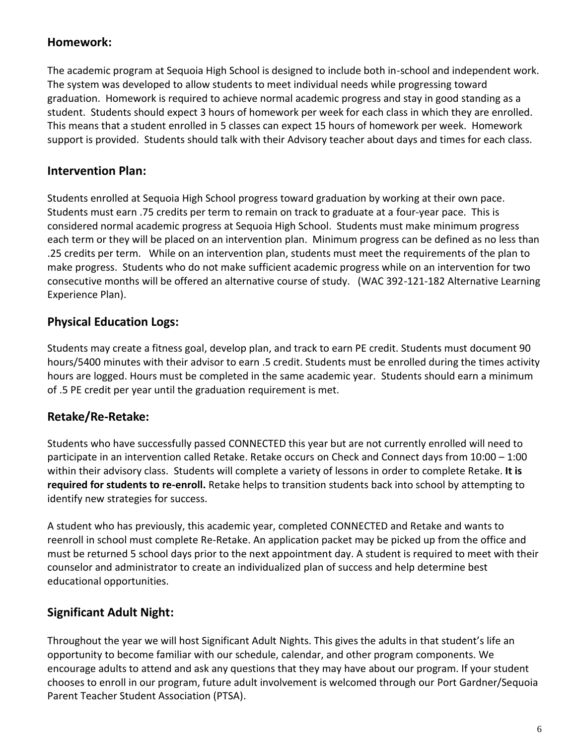## Homework:

The academic program at Sequoia High School is designed to include both in-school and independent work. The system was developed to allow students to meet individual needs while progressing toward graduation. Homework is required to achieve normal academic progress and stay in good standing as a student. Students should expect 3 hours of homework per week for each class in which they are enrolled. This means that a student enrolled in 5 classes can expect 15 hours of homework per week. Homework support is provided. Students should talk with their Advisory teacher about days and times for each class.

## Intervention Plan:

Students enrolled at Sequoia High School progress toward graduation by working at their own pace. Students must earn .75 credits per term to remain on track to graduate at a four-year pace. This is considered normal academic progress at Sequoia High School. Students must make minimum progress each term or they will be placed on an intervention plan. Minimum progress can be defined as no less than .25 credits per term. While on an intervention plan, students must meet the requirements of the plan to make progress. Students who do not make sufficient academic progress while on an intervention for two consecutive months will be offered an alternative course of study. (WAC 392-121-182 Alternative Learning Experience Plan).

## Physical Education Logs:

Students may create a fitness goal, develop plan, and track to earn PE credit. Students must document 90 hours/5400 minutes with their advisor to earn .5 credit. Students must be enrolled during the times activity hours are logged. Hours must be completed in the same academic year. Students should earn a minimum of .5 PE credit per year until the graduation requirement is met.

## Retake/Re-Retake:

Students who have successfully passed CONNECTED this year but are not currently enrolled will need to participate in an intervention called Retake. Retake occurs on Check and Connect days from 10:00 – 1:00 within their advisory class. Students will complete a variety of lessons in order to complete Retake. **It is required for students to re-enroll.** Retake helps to transition students back into school by attempting to identify new strategies for success.

A student who has previously, this academic year, completed CONNECTED and Retake and wants to reenroll in school must complete Re-Retake. An application packet may be picked up from the office and must be returned 5 school days prior to the next appointment day. A student is required to meet with their counselor and administrator to create an individualized plan of success and help determine best educational opportunities.

## Significant Adult Night:

Throughout the year we will host Significant Adult Nights. This gives the adults in that student's life an opportunity to become familiar with our schedule, calendar, and other program components. We encourage adults to attend and ask any questions that they may have about our program. If your student chooses to enroll in our program, future adult involvement is welcomed through our Port Gardner/Sequoia Parent Teacher Student Association (PTSA).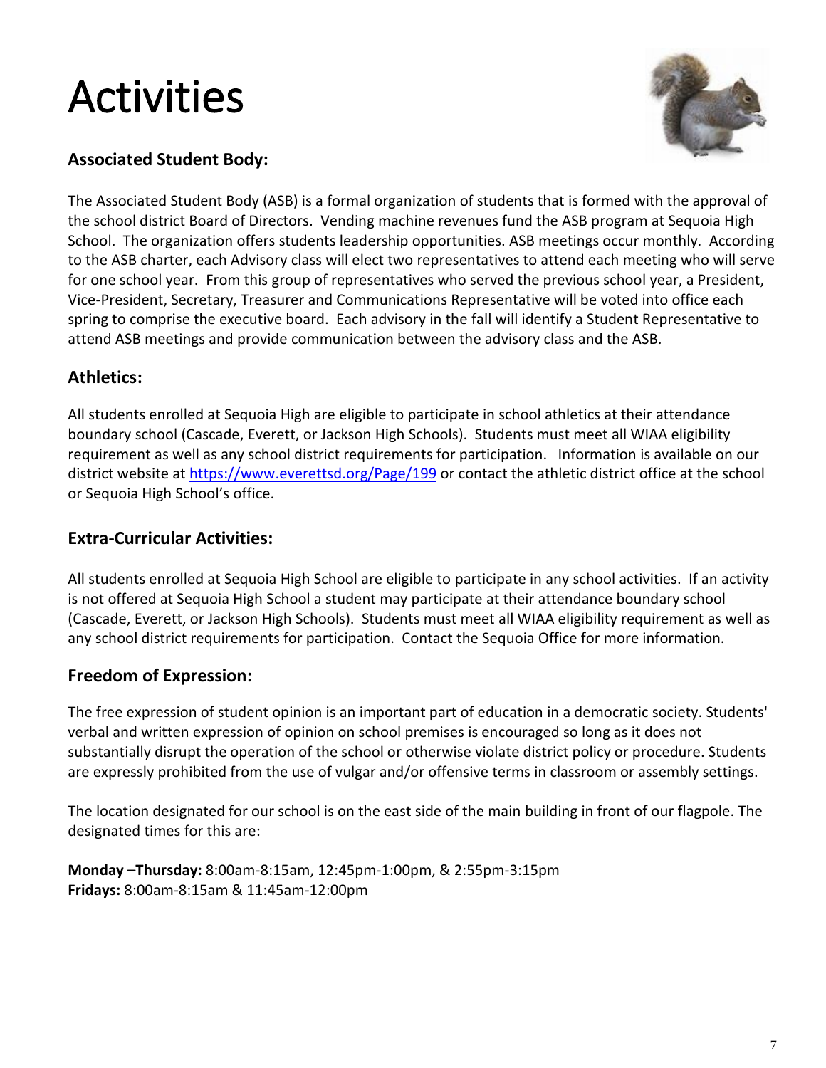# Activities

### Associated Student Body:

The Associated Student Body (ASB) is a formal organization of students that is formed with the approval of the school district Board of Directors. Vending machine revenues fund the ASB program at Sequoia High School. The organization offers students leadership opportunities. ASB meetings occur monthly. According to the ASB charter, each Advisory class will elect two representatives to attend each meeting who will serve for one school year. From this group of representatives who served the previous school year, a President, Vice-President, Secretary, Treasurer and Communications Representative will be voted into office each spring to comprise the executive board. Each advisory in the fall will identify a Student Representative to attend ASB meetings and provide communication between the advisory class and the ASB.

### Athletics:

All students enrolled at Sequoia High are eligible to participate in school athletics at their attendance boundary school (Cascade, Everett, or Jackson High Schools). Students must meet all WIAA eligibility requirement as well as any school district requirements for participation. Information is available on our district website at [https://www.everettsd.org/Page/199](https://www.everettsd.org/Page/199) or contact the athletic district office at the school or Sequoia High School's office.

### Extra-Curricular Activities:

All students enrolled at Sequoia High School are eligible to participate in any school activities. If an activity is not offered at Sequoia High School a student may participate at their attendance boundary school (Cascade, Everett, or Jackson High Schools). Students must meet all WIAA eligibility requirement as well as any school district requirements for participation. Contact the Sequoia Office for more information.

### Freedom of Expression:

The free expression of student opinion is an important part of education in a democratic society. Students' verbal and written expression of opinion on school premises is encouraged so long as it does not substantially disrupt the operation of the school or otherwise violate district policy or procedure. Students are expressly prohibited from the use of vulgar and/or offensive terms in classroom or assembly settings.

The location designated for our school is on the east side of the main building in front of our flagpole. The designated times for this are:

**Monday –Thursday:** 8:00am-8:15am, 12:45pm-1:00pm, & 2:55pm-3:15pm
**Fridays:** 8:00am-8:15am & 11:45am-12:00pm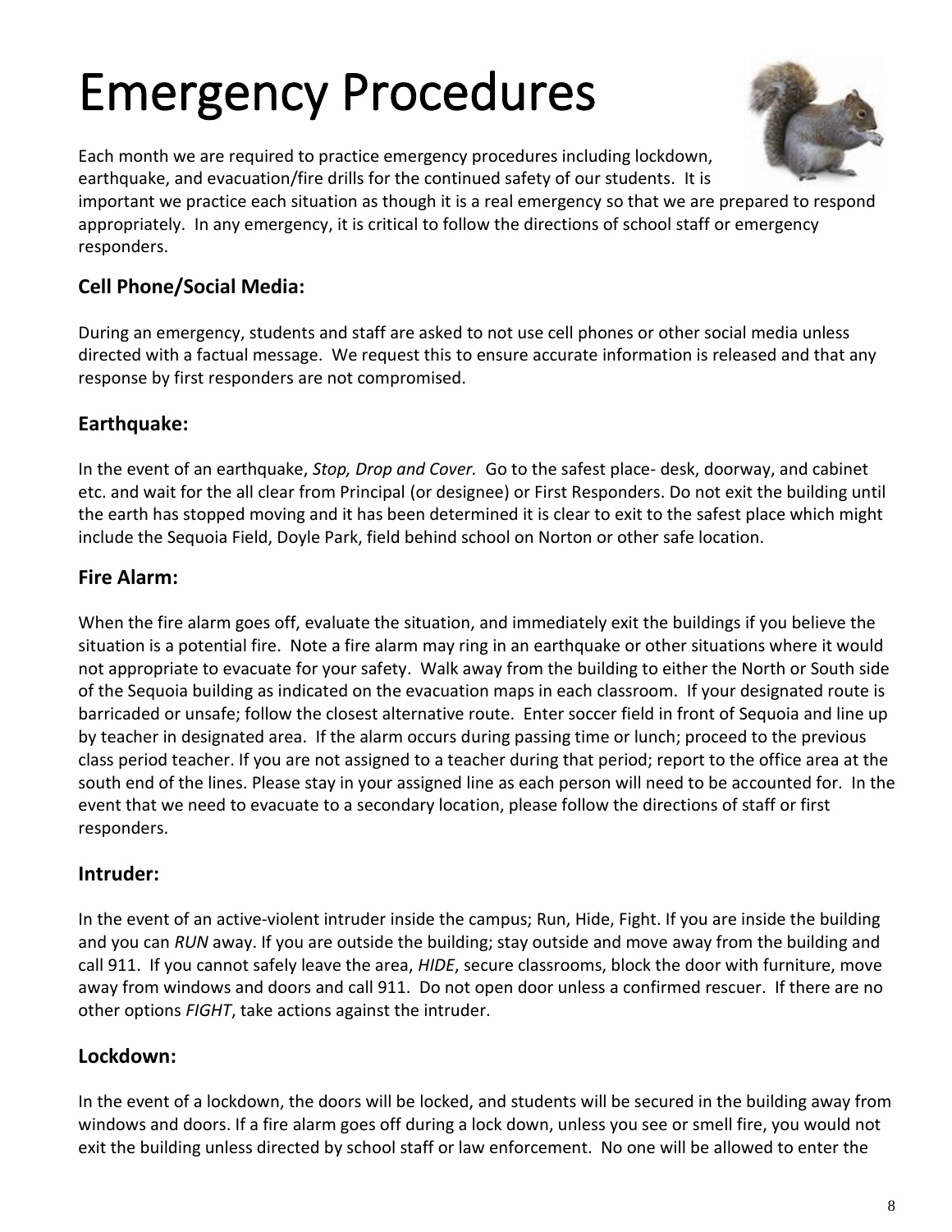# Emergency Procedures

Each month we are required to practice emergency procedures including lockdown, earthquake, and evacuation/fire drills for the continued safety of our students. It is important we practice each situation as though it is a real emergency so that we are prepared to respond appropriately. In any emergency, it is critical to follow the directions of school staff or emergency responders.

### Cell Phone/Social Media:

During an emergency, students and staff are asked to not use cell phones or other social media unless directed with a factual message. We request this to ensure accurate information is released and that any response by first responders are not compromised.

### Earthquake:

In the event of an earthquake, *Stop, Drop and Cover.* Go to the safest place- desk, doorway, and cabinet etc. and wait for the all clear from Principal (or designee) or First Responders. Do not exit the building until the earth has stopped moving and it has been determined it is clear to exit to the safest place which might include the Sequoia Field, Doyle Park, field behind school on Norton or other safe location.

### Fire Alarm:

When the fire alarm goes off, evaluate the situation, and immediately exit the buildings if you believe the situation is a potential fire. Note a fire alarm may ring in an earthquake or other situations where it would not appropriate to evacuate for your safety. Walk away from the building to either the North or South side of the Sequoia building as indicated on the evacuation maps in each classroom. If your designated route is barricaded or unsafe; follow the closest alternative route. Enter soccer field in front of Sequoia and line up by teacher in designated area. If the alarm occurs during passing time or lunch; proceed to the previous class period teacher. If you are not assigned to a teacher during that period; report to the office area at the south end of the lines. Please stay in your assigned line as each person will need to be accounted for. In the event that we need to evacuate to a secondary location, please follow the directions of staff or first responders.

### Intruder:

In the event of an active-violent intruder inside the campus; Run, Hide, Fight. If you are inside the building and you can *RUN* away. If you are outside the building; stay outside and move away from the building and call 911. If you cannot safely leave the area, *HIDE*, secure classrooms, block the door with furniture, move away from windows and doors and call 911. Do not open door unless a confirmed rescuer. If there are no other options *FIGHT*, take actions against the intruder.

### Lockdown:

In the event of a lockdown, the doors will be locked, and students will be secured in the building away from windows and doors. If a fire alarm goes off during a lock down, unless you see or smell fire, you would not exit the building unless directed by school staff or law enforcement. No one will be allowed to enter the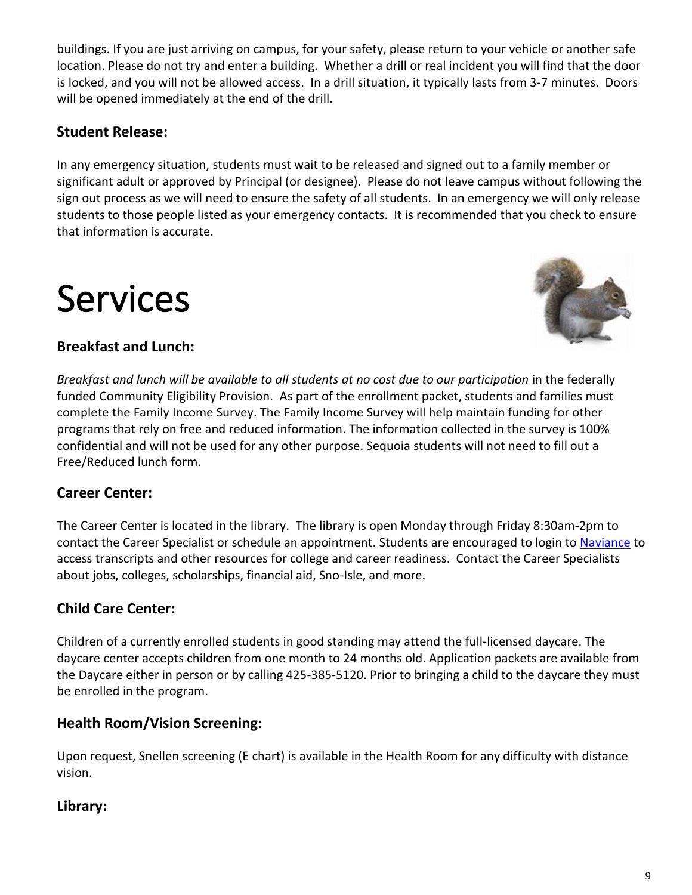buildings. If you are just arriving on campus, for your safety, please return to your vehicle or another safe location. Please do not try and enter a building. Whether a drill or real incident you will find that the door is locked, and you will not be allowed access. In a drill situation, it typically lasts from 3-7 minutes. Doors will be opened immediately at the end of the drill.

### Student Release:

In any emergency situation, students must wait to be released and signed out to a family member or significant adult or approved by Principal (or designee). Please do not leave campus without following the sign out process as we will need to ensure the safety of all students. In an emergency we will only release students to those people listed as your emergency contacts. It is recommended that you check to ensure that information is accurate.

# Services

### Breakfast and Lunch:

*Breakfast and lunch will be available to all students at no cost due to our participation* in the federally funded Community Eligibility Provision. As part of the enrollment packet, students and families must complete the Family Income Survey. The Family Income Survey will help maintain funding for other programs that rely on free and reduced information. The information collected in the survey is 100% confidential and will not be used for any other purpose. Sequoia students will not need to fill out a Free/Reduced lunch form.

### Career Center:

The Career Center is located in the library. The library is open Monday through Friday 8:30am-2pm to contact the Career Specialist or schedule an appointment. Students are encouraged to login to Naviance to access transcripts and other resources for college and career readiness. Contact the Career Specialists about jobs, colleges, scholarships, financial aid, Sno-Isle, and more.

### Child Care Center:

Children of a currently enrolled students in good standing may attend the full-licensed daycare. The daycare center accepts children from one month to 24 months old. Application packets are available from the Daycare either in person or by calling 425-385-5120. Prior to bringing a child to the daycare they must be enrolled in the program.

### Health Room/Vision Screening:

Upon request, Snellen screening (E chart) is available in the Health Room for any difficulty with distance vision.

### Library: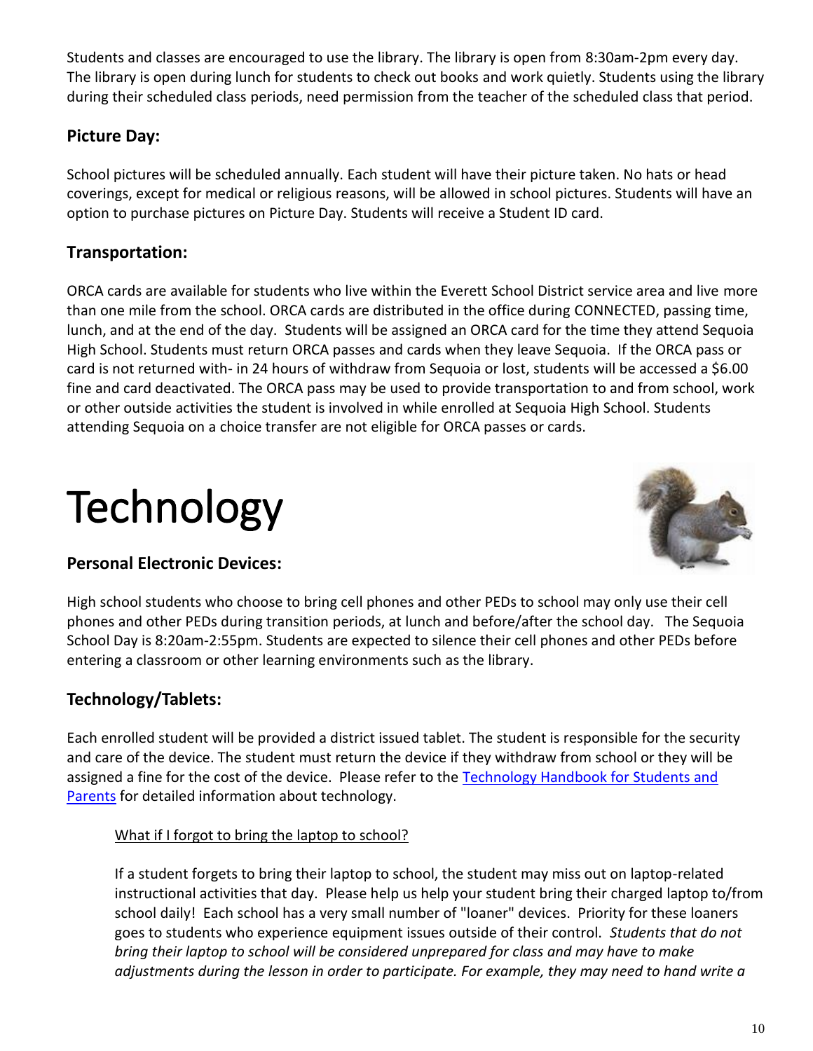Students and classes are encouraged to use the library. The library is open from 8:30am-2pm every day. The library is open during lunch for students to check out books and work quietly. Students using the library during their scheduled class periods, need permission from the teacher of the scheduled class that period.

### Picture Day:

School pictures will be scheduled annually. Each student will have their picture taken. No hats or head coverings, except for medical or religious reasons, will be allowed in school pictures. Students will have an option to purchase pictures on Picture Day. Students will receive a Student ID card.

### Transportation:

ORCA cards are available for students who live within the Everett School District service area and live more than one mile from the school. ORCA cards are distributed in the office during CONNECTED, passing time, lunch, and at the end of the day. Students will be assigned an ORCA card for the time they attend Sequoia High School. Students must return ORCA passes and cards when they leave Sequoia. If the ORCA pass or card is not returned with- in 24 hours of withdraw from Sequoia or lost, students will be accessed a $6.00 fine and card deactivated. The ORCA pass may be used to provide transportation to and from school, work or other outside activities the student is involved in while enrolled at Sequoia High School. Students attending Sequoia on a choice transfer are not eligible for ORCA passes or cards.

# Technology

### Personal Electronic Devices:

High school students who choose to bring cell phones and other PEDs to school may only use their cell phones and other PEDs during transition periods, at lunch and before/after the school day. The Sequoia School Day is 8:20am-2:55pm. Students are expected to silence their cell phones and other PEDs before entering a classroom or other learning environments such as the library.

### Technology/Tablets:

Each enrolled student will be provided a district issued tablet. The student is responsible for the security and care of the device. The student must return the device if they withdraw from school or they will be assigned a fine for the cost of the device. Please refer to the Technology Handbook for Students and Parents for detailed information about technology.

What if I forgot to bring the laptop to school?

If a student forgets to bring their laptop to school, the student may miss out on laptop-related instructional activities that day. Please help us help your student bring their charged laptop to/from school daily! Each school has a very small number of "loaner" devices. Priority for these loaners goes to students who experience equipment issues outside of their control. *Students that do not bring their laptop to school will be considered unprepared for class and may have to make adjustments during the lesson in order to participate. For example, they may need to hand write a*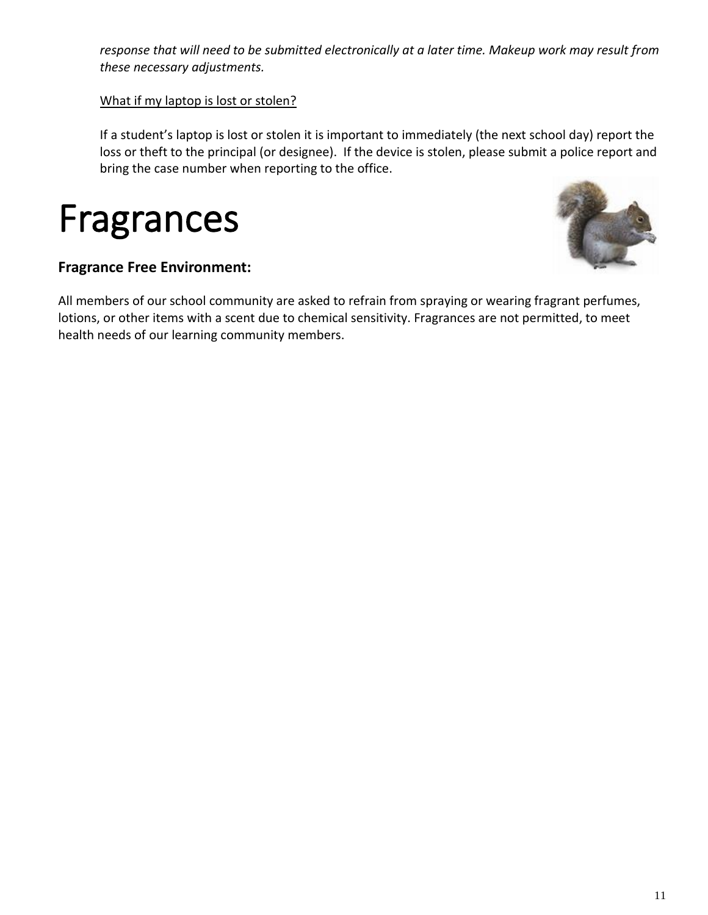*response that will need to be submitted electronically at a later time. Makeup work may result from these necessary adjustments.*

What if my laptop is lost or stolen?

If a student's laptop is lost or stolen it is important to immediately (the next school day) report the loss or theft to the principal (or designee). If the device is stolen, please submit a police report and bring the case number when reporting to the office.

# Fragrances

### Fragrance Free Environment:

All members of our school community are asked to refrain from spraying or wearing fragrant perfumes, lotions, or other items with a scent due to chemical sensitivity. Fragrances are not permitted, to meet health needs of our learning community members.